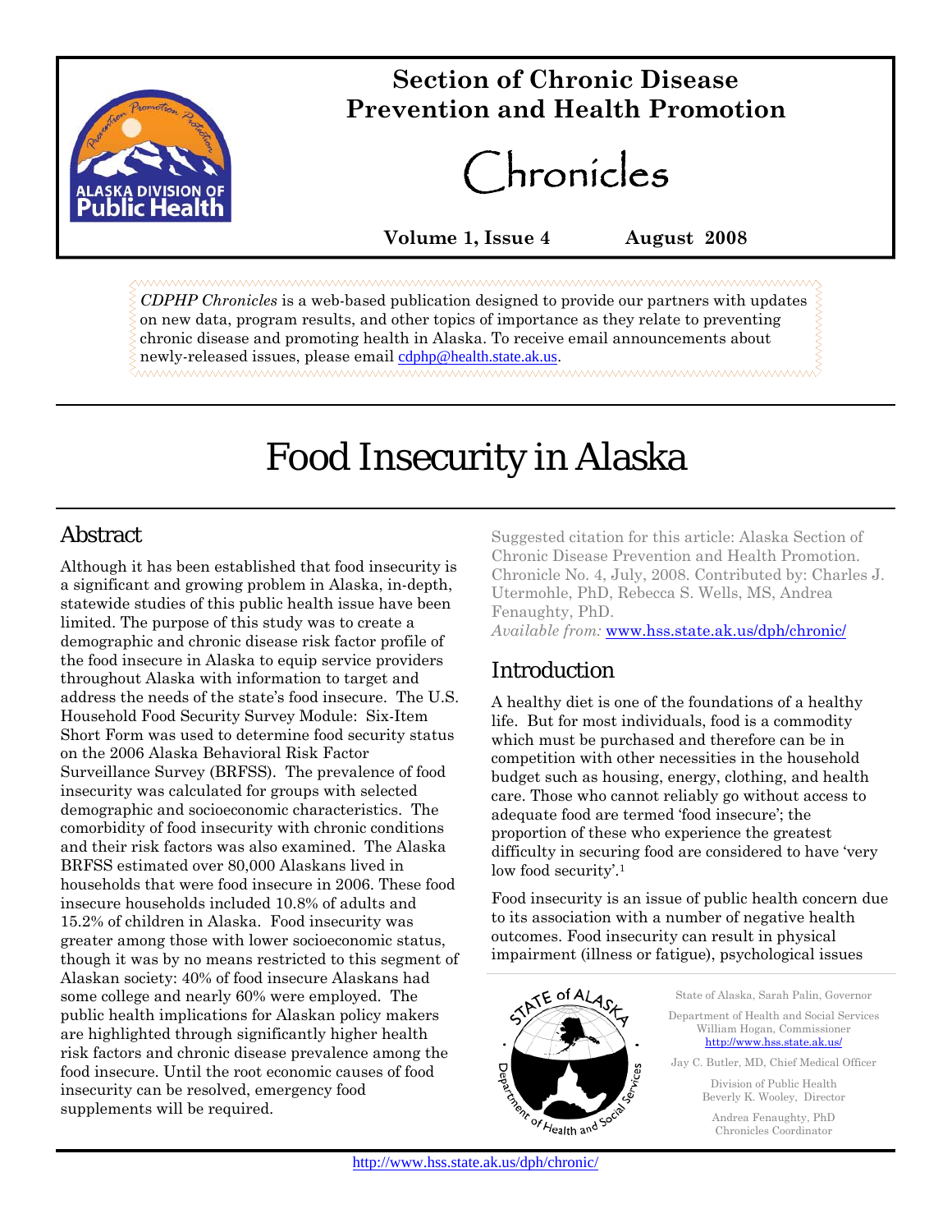# Section of Chronic Disease Prevention and Health Promotion

# Chronicles

**Volume 1, Issue 4 August 2008**

*CDPHP Chronicles* is a web-based publication designed to provide our partners with updates on new data, program results, and other topics of importance as they relate to preventing chronic disease and promoting health in Alaska. To receive email announcements about newly-released issues, please email cdphp@health.state.ak.us.

# Food Insecurity in Alaska

## Abstract

Although it has been established that food insecurity is a significant and growing problem in Alaska, in-depth, statewide studies of this public health issue have been limited. The purpose of this study was to create a demographic and chronic disease risk factor profile of the food insecure in Alaska to equip service providers throughout Alaska with information to target and address the needs of the state's food insecure. The U.S. Household Food Security Survey Module: Six-Item Short Form was used to determine food security status on the 2006 Alaska Behavioral Risk Factor Surveillance Survey (BRFSS). The prevalence of food insecurity was calculated for groups with selected demographic and socioeconomic characteristics. The comorbidity of food insecurity with chronic conditions and their risk factors was also examined. The Alaska BRFSS estimated over 80,000 Alaskans lived in households that were food insecure in 2006. These food insecure households included 10.8% of adults and 15.2% of children in Alaska. Food insecurity was greater among those with lower socioeconomic status, though it was by no means restricted to this segment of Alaskan society: 40% of food insecure Alaskans had some college and nearly 60% were employed. The public health implications for Alaskan policy makers are highlighted through significantly higher health risk factors and chronic disease prevalence among the food insecure. Until the root economic causes of food insecurity can be resolved, emergency food supplements will be required.

Suggested citation for this article: Alaska Section of Chronic Disease Prevention and Health Promotion. Chronicle No. 4, July, 2008. Contributed by: Charles J. Utermohle, PhD, Rebecca S. Wells, MS, Andrea Fenaughty, PhD.
*Available from:* www.hss.state.ak.us/dph/chronic/

## Introduction

A healthy diet is one of the foundations of a healthy life. But for most individuals, food is a commodity which must be purchased and therefore can be in competition with other necessities in the household budget such as housing, energy, clothing, and health care. Those who cannot reliably go without access to adequate food are termed 'food insecure'; the proportion of these who experience the greatest difficulty in securing food are considered to have 'very low food security'.[1]

Food insecurity is an issue of public health concern due to its association with a number of negative health outcomes. Food insecurity can result in physical impairment (illness or fatigue), psychological issues

State of Alaska, Sarah Palin, Governor

Department of Health and Social Services
William Hogan, Commissioner
http://www.hss.state.ak.us/

Jay C. Butler, MD, Chief Medical Officer

Division of Public Health
Beverly K. Wooley, Director

Andrea Fenaughty, PhD
Chronicles Coordinator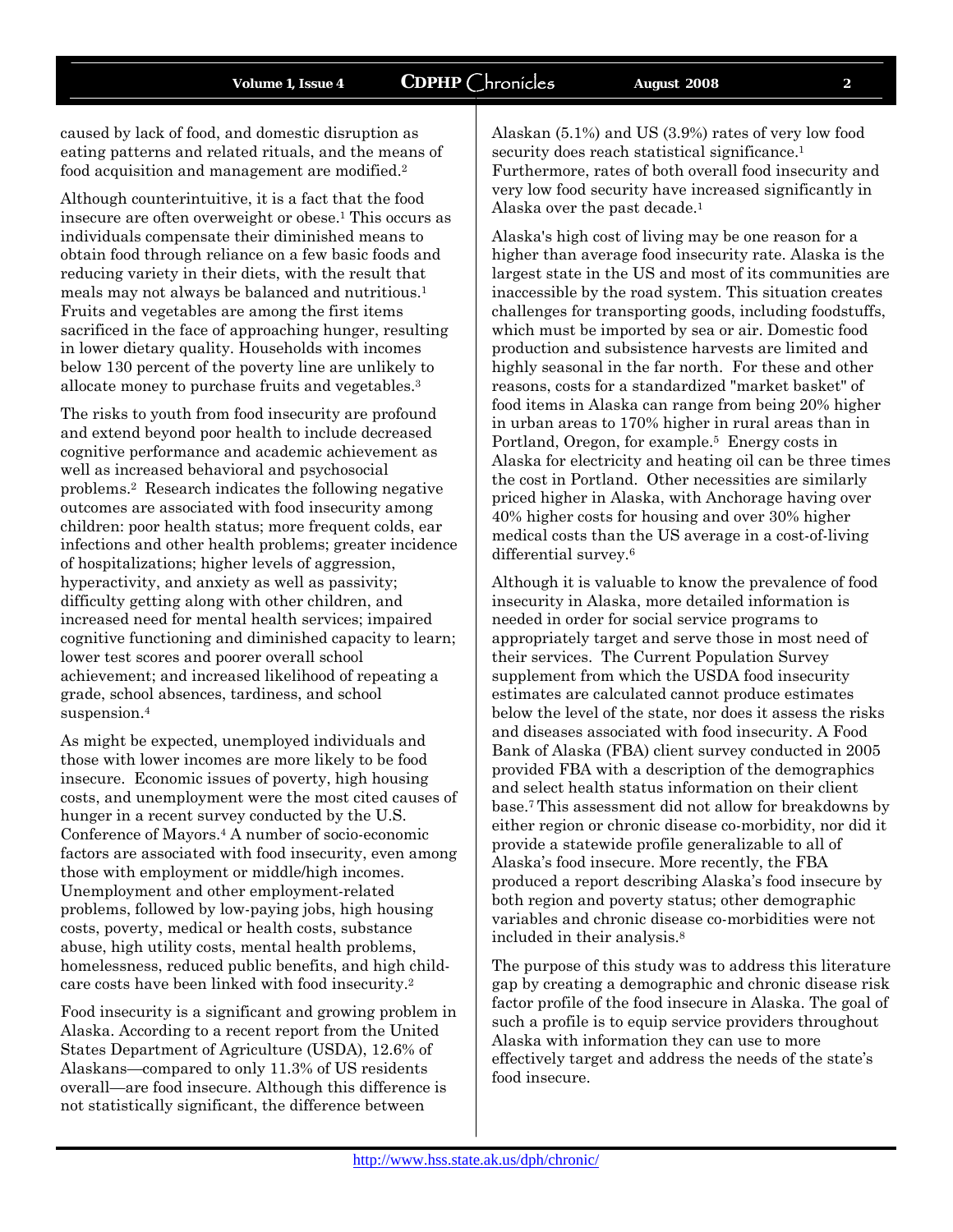caused by lack of food, and domestic disruption as eating patterns and related rituals, and the means of food acquisition and management are modified.[2]

Although counterintuitive, it is a fact that the food insecure are often overweight or obese.[1] This occurs as individuals compensate their diminished means to obtain food through reliance on a few basic foods and reducing variety in their diets, with the result that meals may not always be balanced and nutritious.[1] Fruits and vegetables are among the first items sacrificed in the face of approaching hunger, resulting in lower dietary quality. Households with incomes below 130 percent of the poverty line are unlikely to allocate money to purchase fruits and vegetables.[3]

The risks to youth from food insecurity are profound and extend beyond poor health to include decreased cognitive performance and academic achievement as well as increased behavioral and psychosocial problems.[2] Research indicates the following negative outcomes are associated with food insecurity among children: poor health status; more frequent colds, ear infections and other health problems; greater incidence of hospitalizations; higher levels of aggression, hyperactivity, and anxiety as well as passivity; difficulty getting along with other children, and increased need for mental health services; impaired cognitive functioning and diminished capacity to learn; lower test scores and poorer overall school achievement; and increased likelihood of repeating a grade, school absences, tardiness, and school suspension.[4]

As might be expected, unemployed individuals and those with lower incomes are more likely to be food insecure. Economic issues of poverty, high housing costs, and unemployment were the most cited causes of hunger in a recent survey conducted by the U.S. Conference of Mayors.[4] A number of socio-economic factors are associated with food insecurity, even among those with employment or middle/high incomes. Unemployment and other employment-related problems, followed by low-paying jobs, high housing costs, poverty, medical or health costs, substance abuse, high utility costs, mental health problems, homelessness, reduced public benefits, and high child-care costs have been linked with food insecurity.[2]

Food insecurity is a significant and growing problem in Alaska. According to a recent report from the United States Department of Agriculture (USDA), 12.6% of Alaskans—compared to only 11.3% of US residents overall—are food insecure. Although this difference is not statistically significant, the difference between Alaskan (5.1%) and US (3.9%) rates of very low food security does reach statistical significance.[1] Furthermore, rates of both overall food insecurity and very low food security have increased significantly in Alaska over the past decade.[1]

Alaska's high cost of living may be one reason for a higher than average food insecurity rate. Alaska is the largest state in the US and most of its communities are inaccessible by the road system. This situation creates challenges for transporting goods, including foodstuffs, which must be imported by sea or air. Domestic food production and subsistence harvests are limited and highly seasonal in the far north. For these and other reasons, costs for a standardized "market basket" of food items in Alaska can range from being 20% higher in urban areas to 170% higher in rural areas than in Portland, Oregon, for example.[5] Energy costs in Alaska for electricity and heating oil can be three times the cost in Portland. Other necessities are similarly priced higher in Alaska, with Anchorage having over 40% higher costs for housing and over 30% higher medical costs than the US average in a cost-of-living differential survey.[6]

Although it is valuable to know the prevalence of food insecurity in Alaska, more detailed information is needed in order for social service programs to appropriately target and serve those in most need of their services. The Current Population Survey supplement from which the USDA food insecurity estimates are calculated cannot produce estimates below the level of the state, nor does it assess the risks and diseases associated with food insecurity. A Food Bank of Alaska (FBA) client survey conducted in 2005 provided FBA with a description of the demographics and select health status information on their client base.[7] This assessment did not allow for breakdowns by either region or chronic disease co-morbidity, nor did it provide a statewide profile generalizable to all of Alaska's food insecure. More recently, the FBA produced a report describing Alaska's food insecure by both region and poverty status; other demographic variables and chronic disease co-morbidities were not included in their analysis.[8]

The purpose of this study was to address this literature gap by creating a demographic and chronic disease risk factor profile of the food insecure in Alaska. The goal of such a profile is to equip service providers throughout Alaska with information they can use to more effectively target and address the needs of the state's food insecure.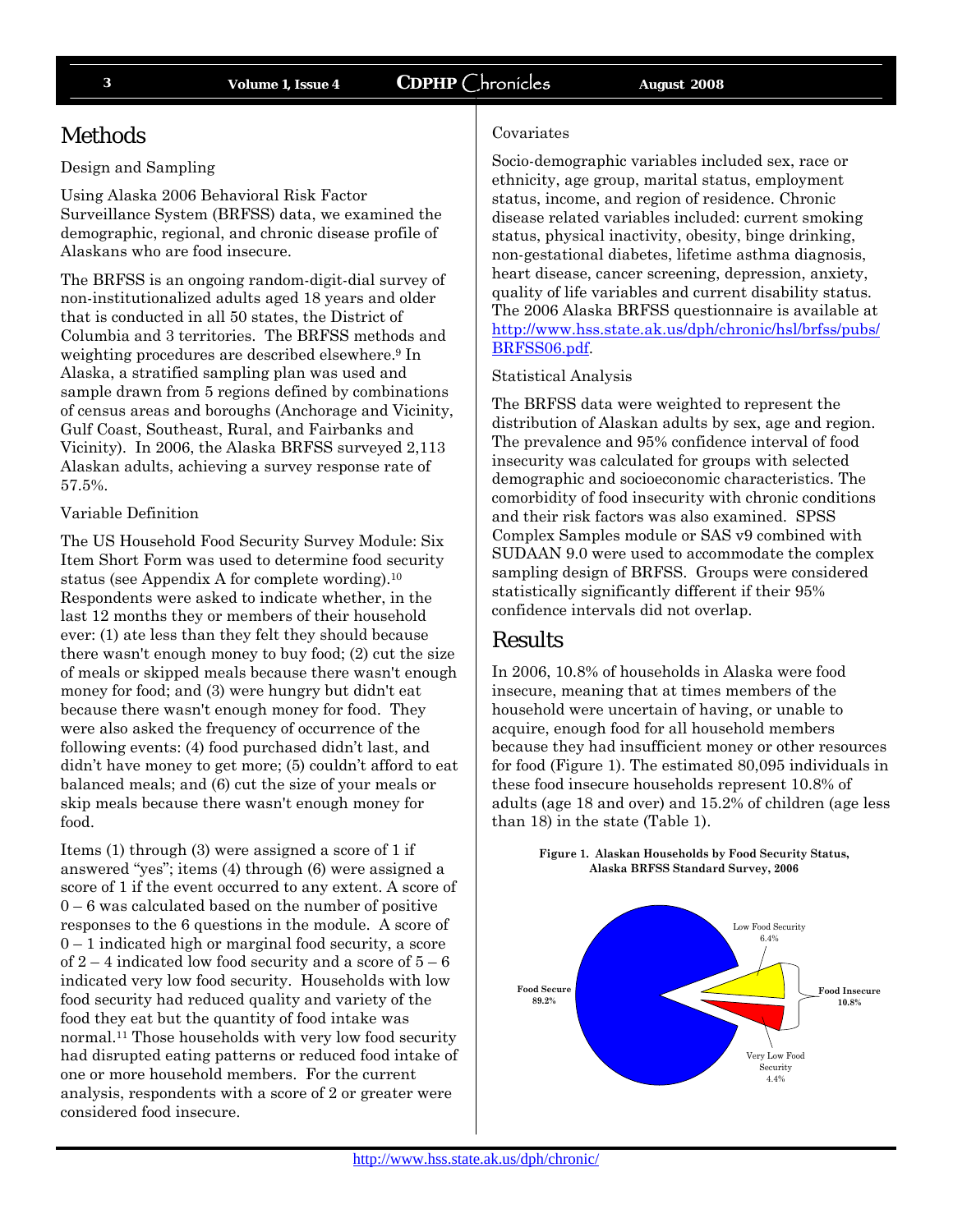## Methods

Design and Sampling

Using Alaska 2006 Behavioral Risk Factor Surveillance System (BRFSS) data, we examined the demographic, regional, and chronic disease profile of Alaskans who are food insecure.

The BRFSS is an ongoing random-digit-dial survey of non-institutionalized adults aged 18 years and older that is conducted in all 50 states, the District of Columbia and 3 territories. The BRFSS methods and weighting procedures are described elsewhere.[9] In Alaska, a stratified sampling plan was used and sample drawn from 5 regions defined by combinations of census areas and boroughs (Anchorage and Vicinity, Gulf Coast, Southeast, Rural, and Fairbanks and Vicinity). In 2006, the Alaska BRFSS surveyed 2,113 Alaskan adults, achieving a survey response rate of 57.5%.

Variable Definition

The US Household Food Security Survey Module: Six Item Short Form was used to determine food security status (see Appendix A for complete wording).[10] Respondents were asked to indicate whether, in the last 12 months they or members of their household ever: (1) ate less than they felt they should because there wasn't enough money to buy food; (2) cut the size of meals or skipped meals because there wasn't enough money for food; and (3) were hungry but didn't eat because there wasn't enough money for food. They were also asked the frequency of occurrence of the following events: (4) food purchased didn't last, and didn't have money to get more; (5) couldn't afford to eat balanced meals; and (6) cut the size of your meals or skip meals because there wasn't enough money for food.

Items (1) through (3) were assigned a score of 1 if answered "yes"; items (4) through (6) were assigned a score of 1 if the event occurred to any extent. A score of 0 – 6 was calculated based on the number of positive responses to the 6 questions in the module. A score of 0 – 1 indicated high or marginal food security, a score of 2 – 4 indicated low food security and a score of 5 – 6 indicated very low food security. Households with low food security had reduced quality and variety of the food they eat but the quantity of food intake was normal.[11] Those households with very low food security had disrupted eating patterns or reduced food intake of one or more household members. For the current analysis, respondents with a score of 2 or greater were considered food insecure.

Covariates

Socio-demographic variables included sex, race or ethnicity, age group, marital status, employment status, income, and region of residence. Chronic disease related variables included: current smoking status, physical inactivity, obesity, binge drinking, non-gestational diabetes, lifetime asthma diagnosis, heart disease, cancer screening, depression, anxiety, quality of life variables and current disability status. The 2006 Alaska BRFSS questionnaire is available at http://www.hss.state.ak.us/dph/chronic/hsl/brfss/pubs/BRFSS06.pdf.

Statistical Analysis

The BRFSS data were weighted to represent the distribution of Alaskan adults by sex, age and region. The prevalence and 95% confidence interval of food insecurity was calculated for groups with selected demographic and socioeconomic characteristics. The comorbidity of food insecurity with chronic conditions and their risk factors was also examined. SPSS Complex Samples module or SAS v9 combined with SUDAAN 9.0 were used to accommodate the complex sampling design of BRFSS. Groups were considered statistically significantly different if their 95% confidence intervals did not overlap.

## Results

In 2006, 10.8% of households in Alaska were food insecure, meaning that at times members of the household were uncertain of having, or unable to acquire, enough food for all household members because they had insufficient money or other resources for food (Figure 1). The estimated 80,095 individuals in these food insecure households represent 10.8% of adults (age 18 and over) and 15.2% of children (age less than 18) in the state (Table 1).

**Figure 1. Alaskan Households by Food Security Status, Alaska BRFSS Standard Survey, 2006**

Food Secure 89.2%; Low Food Security 6.4%; Very Low Food Security 4.4%; Food Insecure 10.8%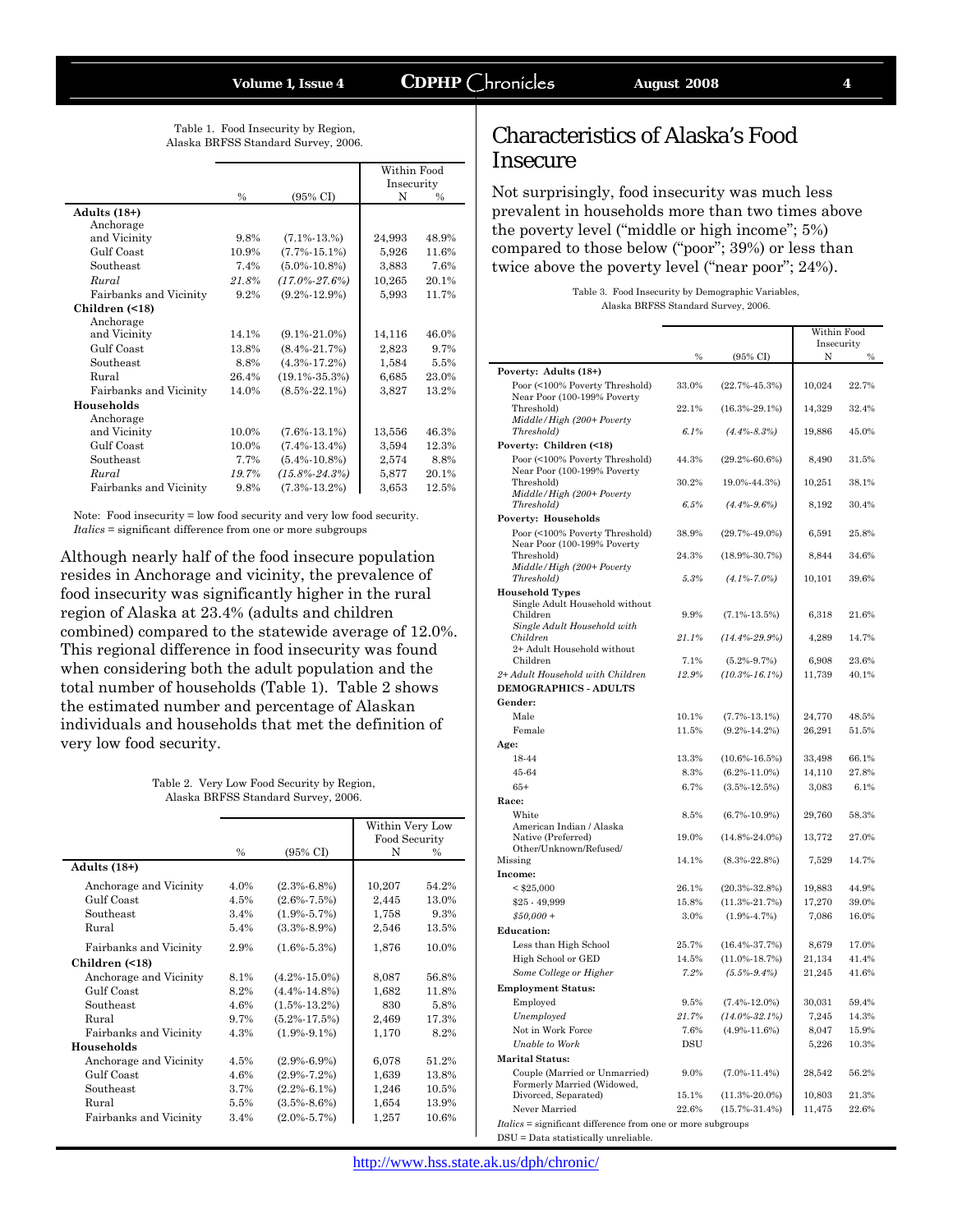Table 1. Food Insecurity by Region, Alaska BRFSS Standard Survey, 2006.

| | | | Within Food Insecurity | |
|---|---|---|---|---|
| | % | (95% CI) | N | % |
| **Adults (18+)** | | | | |
| Anchorage and Vicinity | 9.8% | (7.1%-13.%) | 24,993 | 48.9% |
| Gulf Coast | 10.9% | (7.7%-15.1%) | 5,926 | 11.6% |
| Southeast | 7.4% | (5.0%-10.8%) | 3,883 | 7.6% |
| *Rural* | *21.8%* | *(17.0%-27.6%)* | 10,265 | 20.1% |
| Fairbanks and Vicinity | 9.2% | (9.2%-12.9%) | 5,993 | 11.7% |
| **Children (<18)** | | | | |
| Anchorage and Vicinity | 14.1% | (9.1%-21.0%) | 14,116 | 46.0% |
| Gulf Coast | 13.8% | (8.4%-21.7%) | 2,823 | 9.7% |
| Southeast | 8.8% | (4.3%-17.2%) | 1,584 | 5.5% |
| Rural | 26.4% | (19.1%-35.3%) | 6,685 | 23.0% |
| Fairbanks and Vicinity | 14.0% | (8.5%-22.1%) | 3,827 | 13.2% |
| **Households** | | | | |
| Anchorage and Vicinity | 10.0% | (7.6%-13.1%) | 13,556 | 46.3% |
| Gulf Coast | 10.0% | (7.4%-13.4%) | 3,594 | 12.3% |
| Southeast | 7.7% | (5.4%-10.8%) | 2,574 | 8.8% |
| *Rural* | *19.7%* | *(15.8%-24.3%)* | 5,877 | 20.1% |
| Fairbanks and Vicinity | 9.8% | (7.3%-13.2%) | 3,653 | 12.5% |

Note: Food insecurity = low food security and very low food security.
*Italics* = significant difference from one or more subgroups

Although nearly half of the food insecure population resides in Anchorage and vicinity, the prevalence of food insecurity was significantly higher in the rural region of Alaska at 23.4% (adults and children combined) compared to the statewide average of 12.0%. This regional difference in food insecurity was found when considering both the adult population and the total number of households (Table 1). Table 2 shows the estimated number and percentage of Alaskan individuals and households that met the definition of very low food security.

Table 2. Very Low Food Security by Region, Alaska BRFSS Standard Survey, 2006.

| | | | Within Very Low Food Security | |
|---|---|---|---|---|
| | % | (95% CI) | N | % |
| **Adults (18+)** | | | | |
| Anchorage and Vicinity | 4.0% | (2.3%-6.8%) | 10,207 | 54.2% |
| Gulf Coast | 4.5% | (2.6%-7.5%) | 2,445 | 13.0% |
| Southeast | 3.4% | (1.9%-5.7%) | 1,758 | 9.3% |
| Rural | 5.4% | (3.3%-8.9%) | 2,546 | 13.5% |
| Fairbanks and Vicinity | 2.9% | (1.6%-5.3%) | 1,876 | 10.0% |
| **Children (<18)** | | | | |
| Anchorage and Vicinity | 8.1% | (4.2%-15.0%) | 8,087 | 56.8% |
| Gulf Coast | 8.2% | (4.4%-14.8%) | 1,682 | 11.8% |
| Southeast | 4.6% | (1.5%-13.2%) | 830 | 5.8% |
| Rural | 9.7% | (5.2%-17.5%) | 2,469 | 17.3% |
| Fairbanks and Vicinity | 4.3% | (1.9%-9.1%) | 1,170 | 8.2% |
| **Households** | | | | |
| Anchorage and Vicinity | 4.5% | (2.9%-6.9%) | 6,078 | 51.2% |
| Gulf Coast | 4.6% | (2.9%-7.2%) | 1,639 | 13.8% |
| Southeast | 3.7% | (2.2%-6.1%) | 1,246 | 10.5% |
| Rural | 5.5% | (3.5%-8.6%) | 1,654 | 13.9% |
| Fairbanks and Vicinity | 3.4% | (2.0%-5.7%) | 1,257 | 10.6% |

# Characteristics of Alaska's Food Insecure

Not surprisingly, food insecurity was much less prevalent in households more than two times above the poverty level ("middle or high income"; 5%) compared to those below ("poor"; 39%) or less than twice above the poverty level ("near poor"; 24%).

Table 3. Food Insecurity by Demographic Variables, Alaska BRFSS Standard Survey, 2006.

| | | | Within Food Insecurity | |
|---|---|---|---|---|
| | % | (95% CI) | N | % |
| **Poverty: Adults (18+)** | | | | |
| Poor (<100% Poverty Threshold) | 33.0% | (22.7%-45.3%) | 10,024 | 22.7% |
| Near Poor (100-199% Poverty Threshold) | 22.1% | (16.3%-29.1%) | 14,329 | 32.4% |
| *Middle/High (200+ Poverty Threshold)* | *6.1%* | *(4.4%-8.3%)* | 19,886 | 45.0% |
| **Poverty: Children (<18)** | | | | |
| Poor (<100% Poverty Threshold) | 44.3% | (29.2%-60.6%) | 8,490 | 31.5% |
| Near Poor (100-199% Poverty Threshold) | 30.2% | 19.0%-44.3%) | 10,251 | 38.1% |
| *Middle/High (200+ Poverty Threshold)* | *6.5%* | *(4.4%-9.6%)* | 8,192 | 30.4% |
| **Poverty: Households** | | | | |
| Poor (<100% Poverty Threshold) | 38.9% | (29.7%-49.0%) | 6,591 | 25.8% |
| Near Poor (100-199% Poverty Threshold) | 24.3% | (18.9%-30.7%) | 8,844 | 34.6% |
| *Middle/High (200+ Poverty Threshold)* | *5.3%* | *(4.1%-7.0%)* | 10,101 | 39.6% |
| **Household Types** | | | | |
| Single Adult Household without Children | 9.9% | (7.1%-13.5%) | 6,318 | 21.6% |
| *Single Adult Household with Children* | *21.1%* | *(14.4%-29.9%)* | 4,289 | 14.7% |
| 2+ Adult Household without Children | 7.1% | (5.2%-9.7%) | 6,908 | 23.6% |
| *2+ Adult Household with Children* | *12.9%* | *(10.3%-16.1%)* | 11,739 | 40.1% |
| **DEMOGRAPHICS - ADULTS** | | | | |
| **Gender:** | | | | |
| Male | 10.1% | (7.7%-13.1%) | 24,770 | 48.5% |
| Female | 11.5% | (9.2%-14.2%) | 26,291 | 51.5% |
| **Age:** | | | | |
| 18-44 | 13.3% | (10.6%-16.5%) | 33,498 | 66.1% |
| 45-64 | 8.3% | (6.2%-11.0%) | 14,110 | 27.8% |
| 65+ | 6.7% | (3.5%-12.5%) | 3,083 | 6.1% |
| **Race:** | | | | |
| White | 8.5% | (6.7%-10.9%) | 29,760 | 58.3% |
| American Indian / Alaska Native (Preferred) | 19.0% | (14.8%-24.0%) | 13,772 | 27.0% |
| Other/Unknown/Refused/ Missing | 14.1% | (8.3%-22.8%) | 7,529 | 14.7% |
| **Income:** | | | | |
| < $25,000 | 26.1% | (20.3%-32.8%) | 19,883 | 44.9% |
| $25 - 49,999 | 15.8% | (11.3%-21.7%) | 17,270 | 39.0% |
| *$50,000 +* | *3.0%* | *(1.9%-4.7%)* | 7,086 | 16.0% |
| **Education:** | | | | |
| Less than High School | 25.7% | (16.4%-37.7%) | 8,679 | 17.0% |
| High School or GED | 14.5% | (11.0%-18.7%) | 21,134 | 41.4% |
| *Some College or Higher* | *7.2%* | *(5.5%-9.4%)* | 21,245 | 41.6% |
| **Employment Status:** | | | | |
| Employed | 9.5% | (7.4%-12.0%) | 30,031 | 59.4% |
| *Unemployed* | *21.7%* | *(14.0%-32.1%)* | 7,245 | 14.3% |
| Not in Work Force | 7.6% | (4.9%-11.6%) | 8,047 | 15.9% |
| *Unable to Work* | DSU | | 5,226 | 10.3% |
| **Marital Status:** | | | | |
| Couple (Married or Unmarried) | 9.0% | (7.0%-11.4%) | 28,542 | 56.2% |
| Formerly Married (Widowed, Divorced, Separated) | 15.1% | (11.3%-20.0%) | 10,803 | 21.3% |
| Never Married | 22.6% | (15.7%-31.4%) | 11,475 | 22.6% |

*Italics* = significant difference from one or more subgroups
DSU = Data statistically unreliable.

http://www.hss.state.ak.us/dph/chronic/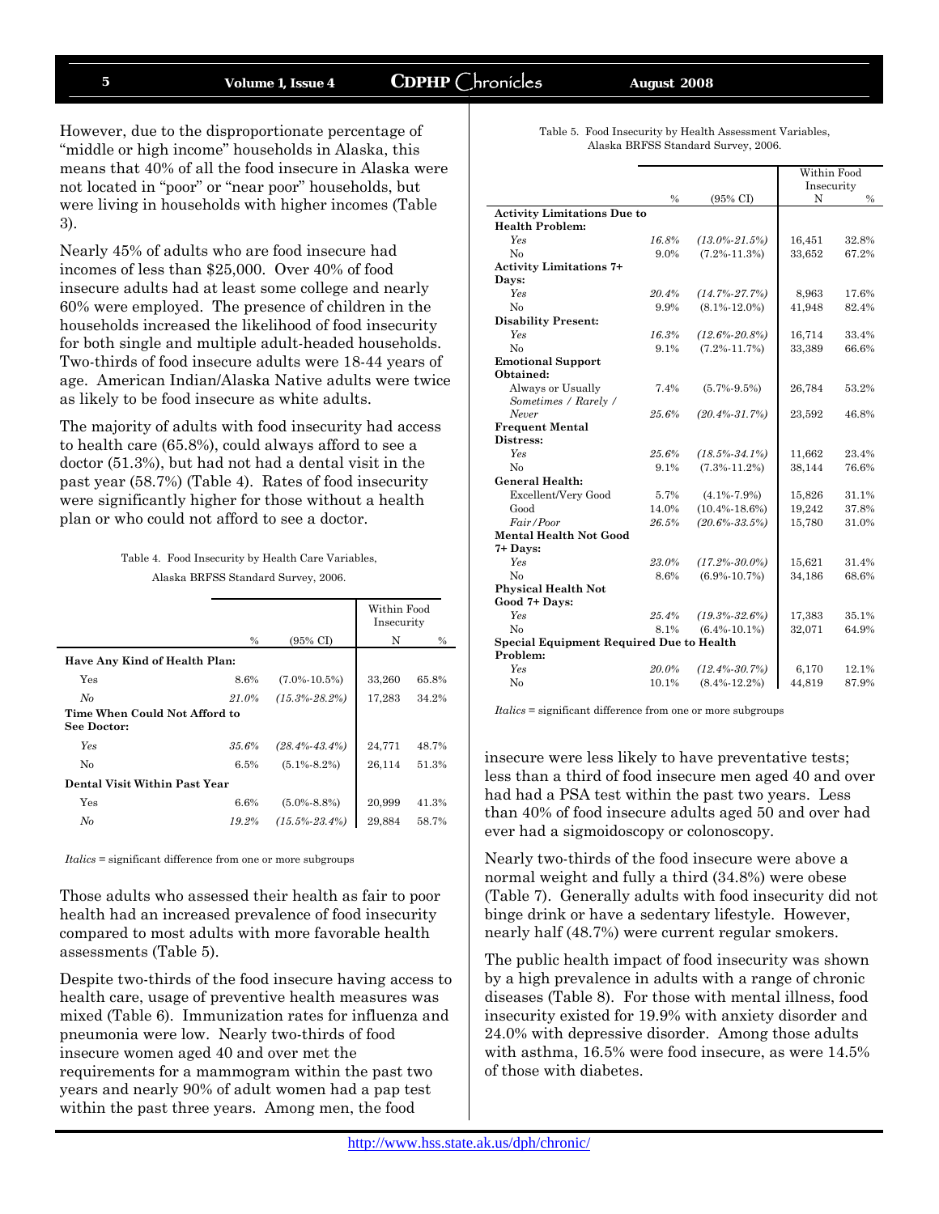However, due to the disproportionate percentage of "middle or high income" households in Alaska, this means that 40% of all the food insecure in Alaska were not located in "poor" or "near poor" households, but were living in households with higher incomes (Table 3).

Nearly 45% of adults who are food insecure had incomes of less than $25,000. Over 40% of food insecure adults had at least some college and nearly 60% were employed. The presence of children in the households increased the likelihood of food insecurity for both single and multiple adult-headed households. Two-thirds of food insecure adults were 18-44 years of age. American Indian/Alaska Native adults were twice as likely to be food insecure as white adults.

The majority of adults with food insecurity had access to health care (65.8%), could always afford to see a doctor (51.3%), but had not had a dental visit in the past year (58.7%) (Table 4). Rates of food insecurity were significantly higher for those without a health plan or who could not afford to see a doctor.

Table 4. Food Insecurity by Health Care Variables, Alaska BRFSS Standard Survey, 2006.

| | | | Within Food Insecurity | |
|---|---|---|---|---|
| | % | (95% CI) | N | % |
| **Have Any Kind of Health Plan:** | | | | |
| Yes | 8.6% | (7.0%-10.5%) | 33,260 | 65.8% |
| *No* | *21.0%* | *(15.3%-28.2%)* | 17,283 | 34.2% |
| **Time When Could Not Afford to See Doctor:** | | | | |
| *Yes* | *35.6%* | *(28.4%-43.4%)* | 24,771 | 48.7% |
| No | 6.5% | (5.1%-8.2%) | 26,114 | 51.3% |
| **Dental Visit Within Past Year** | | | | |
| Yes | 6.6% | (5.0%-8.8%) | 20,999 | 41.3% |
| *No* | *19.2%* | *(15.5%-23.4%)* | 29,884 | 58.7% |

*Italics* = significant difference from one or more subgroups

Those adults who assessed their health as fair to poor health had an increased prevalence of food insecurity compared to most adults with more favorable health assessments (Table 5).

Despite two-thirds of the food insecure having access to health care, usage of preventive health measures was mixed (Table 6). Immunization rates for influenza and pneumonia were low. Nearly two-thirds of food insecure women aged 40 and over met the requirements for a mammogram within the past two years and nearly 90% of adult women had a pap test within the past three years. Among men, the food insecure were less likely to have preventative tests; less than a third of food insecure men aged 40 and over had had a PSA test within the past two years. Less than 40% of food insecure adults aged 50 and over had ever had a sigmoidoscopy or colonoscopy.

Nearly two-thirds of the food insecure were above a normal weight and fully a third (34.8%) were obese (Table 7). Generally adults with food insecurity did not binge drink or have a sedentary lifestyle. However, nearly half (48.7%) were current regular smokers.

The public health impact of food insecurity was shown by a high prevalence in adults with a range of chronic diseases (Table 8). For those with mental illness, food insecurity existed for 19.9% with anxiety disorder and 24.0% with depressive disorder. Among those adults with asthma, 16.5% were food insecure, as were 14.5% of those with diabetes.

Table 5. Food Insecurity by Health Assessment Variables, Alaska BRFSS Standard Survey, 2006.

| | | | Within Food Insecurity | |
|---|---|---|---|---|
| | % | (95% CI) | N | % |
| **Activity Limitations Due to Health Problem:** | | | | |
| *Yes* | *16.8%* | *(13.0%-21.5%)* | 16,451 | 32.8% |
| No | 9.0% | (7.2%-11.3%) | 33,652 | 67.2% |
| **Activity Limitations 7+ Days:** | | | | |
| *Yes* | *20.4%* | *(14.7%-27.7%)* | 8,963 | 17.6% |
| No | 9.9% | (8.1%-12.0%) | 41,948 | 82.4% |
| **Disability Present:** | | | | |
| *Yes* | *16.3%* | *(12.6%-20.8%)* | 16,714 | 33.4% |
| No | 9.1% | (7.2%-11.7%) | 33,389 | 66.6% |
| **Emotional Support Obtained:** | | | | |
| Always or Usually | 7.4% | (5.7%-9.5%) | 26,784 | 53.2% |
| *Sometimes / Rarely / Never* | *25.6%* | *(20.4%-31.7%)* | 23,592 | 46.8% |
| **Frequent Mental Distress:** | | | | |
| *Yes* | *25.6%* | *(18.5%-34.1%)* | 11,662 | 23.4% |
| No | 9.1% | (7.3%-11.2%) | 38,144 | 76.6% |
| **General Health:** | | | | |
| Excellent/Very Good | 5.7% | (4.1%-7.9%) | 15,826 | 31.1% |
| Good | 14.0% | (10.4%-18.6%) | 19,242 | 37.8% |
| *Fair/Poor* | *26.5%* | *(20.6%-33.5%)* | 15,780 | 31.0% |
| **Mental Health Not Good 7+ Days:** | | | | |
| *Yes* | *23.0%* | *(17.2%-30.0%)* | 15,621 | 31.4% |
| No | 8.6% | (6.9%-10.7%) | 34,186 | 68.6% |
| **Physical Health Not Good 7+ Days:** | | | | |
| *Yes* | *25.4%* | *(19.3%-32.6%)* | 17,383 | 35.1% |
| No | 8.1% | (6.4%-10.1%) | 32,071 | 64.9% |
| **Special Equipment Required Due to Health Problem:** | | | | |
| *Yes* | *20.0%* | *(12.4%-30.7%)* | 6,170 | 12.1% |
| No | 10.1% | (8.4%-12.2%) | 44,819 | 87.9% |

*Italics* = significant difference from one or more subgroups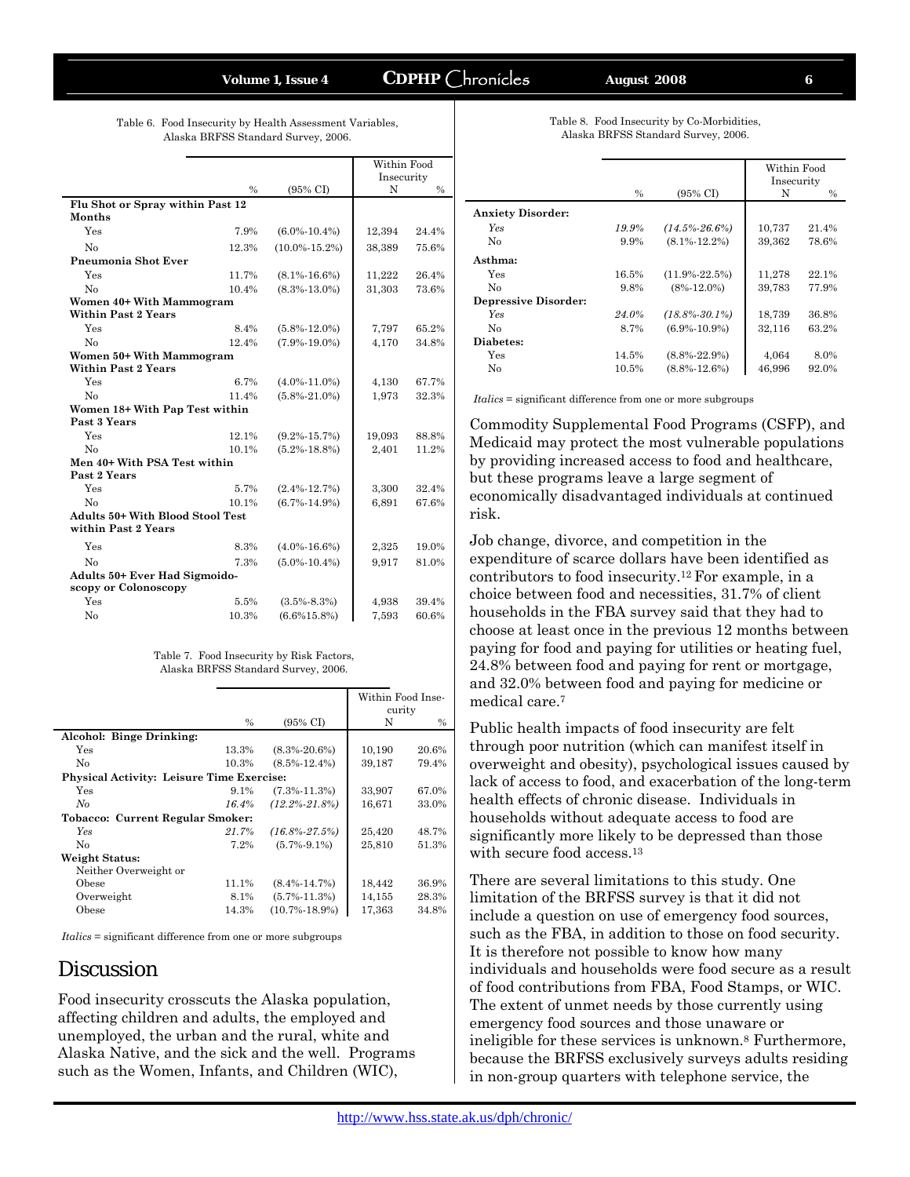Table 6. Food Insecurity by Health Assessment Variables, Alaska BRFSS Standard Survey, 2006.

| | % | (95% CI) | Within Food Insecurity N | % |
|---|---|---|---|---|
| **Flu Shot or Spray within Past 12 Months** | | | | |
| Yes | 7.9% | (6.0%-10.4%) | 12,394 | 24.4% |
| No | 12.3% | (10.0%-15.2%) | 38,389 | 75.6% |
| **Pneumonia Shot Ever** | | | | |
| Yes | 11.7% | (8.1%-16.6%) | 11,222 | 26.4% |
| No | 10.4% | (8.3%-13.0%) | 31,303 | 73.6% |
| **Women 40+ With Mammogram Within Past 2 Years** | | | | |
| Yes | 8.4% | (5.8%-12.0%) | 7,797 | 65.2% |
| No | 12.4% | (7.9%-19.0%) | 4,170 | 34.8% |
| **Women 50+ With Mammogram Within Past 2 Years** | | | | |
| Yes | 6.7% | (4.0%-11.0%) | 4,130 | 67.7% |
| No | 11.4% | (5.8%-21.0%) | 1,973 | 32.3% |
| **Women 18+ With Pap Test within Past 3 Years** | | | | |
| Yes | 12.1% | (9.2%-15.7%) | 19,093 | 88.8% |
| No | 10.1% | (5.2%-18.8%) | 2,401 | 11.2% |
| **Men 40+ With PSA Test within Past 2 Years** | | | | |
| Yes | 5.7% | (2.4%-12.7%) | 3,300 | 32.4% |
| No | 10.1% | (6.7%-14.9%) | 6,891 | 67.6% |
| **Adults 50+ With Blood Stool Test within Past 2 Years** | | | | |
| Yes | 8.3% | (4.0%-16.6%) | 2,325 | 19.0% |
| No | 7.3% | (5.0%-10.4%) | 9,917 | 81.0% |
| **Adults 50+ Ever Had Sigmoidoscopy or Colonoscopy** | | | | |
| Yes | 5.5% | (3.5%-8.3%) | 4,938 | 39.4% |
| No | 10.3% | (6.6%15.8%) | 7,593 | 60.6% |

Table 7. Food Insecurity by Risk Factors, Alaska BRFSS Standard Survey, 2006.

| | % | (95% CI) | Within Food Insecurity N | % |
|---|---|---|---|---|
| **Alcohol: Binge Drinking:** | | | | |
| Yes | 13.3% | (8.3%-20.6%) | 10,190 | 20.6% |
| No | 10.3% | (8.5%-12.4%) | 39,187 | 79.4% |
| **Physical Activity: Leisure Time Exercise:** | | | | |
| Yes | 9.1% | (7.3%-11.3%) | 33,907 | 67.0% |
| *No* | *16.4%* | *(12.2%-21.8%)* | 16,671 | 33.0% |
| **Tobacco: Current Regular Smoker:** | | | | |
| *Yes* | *21.7%* | *(16.8%-27.5%)* | 25,420 | 48.7% |
| No | 7.2% | (5.7%-9.1%) | 25,810 | 51.3% |
| **Weight Status:** | | | | |
| Neither Overweight or Obese | 11.1% | (8.4%-14.7%) | 18,442 | 36.9% |
| Overweight | 8.1% | (5.7%-11.3%) | 14,155 | 28.3% |
| Obese | 14.3% | (10.7%-18.9%) | 17,363 | 34.8% |

*Italics* = significant difference from one or more subgroups

## Discussion

Food insecurity crosscuts the Alaska population, affecting children and adults, the employed and unemployed, the urban and the rural, white and Alaska Native, and the sick and the well. Programs such as the Women, Infants, and Children (WIC), Commodity Supplemental Food Programs (CSFP), and Medicaid may protect the most vulnerable populations by providing increased access to food and healthcare, but these programs leave a large segment of economically disadvantaged individuals at continued risk.

Job change, divorce, and competition in the expenditure of scarce dollars have been identified as contributors to food insecurity.[12] For example, in a choice between food and necessities, 31.7% of client households in the FBA survey said that they had to choose at least once in the previous 12 months between paying for food and paying for utilities or heating fuel, 24.8% between food and paying for rent or mortgage, and 32.0% between food and paying for medicine or medical care.[7]

Public health impacts of food insecurity are felt through poor nutrition (which can manifest itself in overweight and obesity), psychological issues caused by lack of access to food, and exacerbation of the long-term health effects of chronic disease. Individuals in households without adequate access to food are significantly more likely to be depressed than those with secure food access.[13]

There are several limitations to this study. One limitation of the BRFSS survey is that it did not include a question on use of emergency food sources, such as the FBA, in addition to those on food security. It is therefore not possible to know how many individuals and households were food secure as a result of food contributions from FBA, Food Stamps, or WIC. The extent of unmet needs by those currently using emergency food sources and those unaware or ineligible for these services is unknown.[8] Furthermore, because the BRFSS exclusively surveys adults residing in non-group quarters with telephone service, the

Table 8. Food Insecurity by Co-Morbidities, Alaska BRFSS Standard Survey, 2006.

| | % | (95% CI) | Within Food Insecurity N | % |
|---|---|---|---|---|
| **Anxiety Disorder:** | | | | |
| *Yes* | *19.9%* | *(14.5%-26.6%)* | 10,737 | 21.4% |
| No | 9.9% | (8.1%-12.2%) | 39,362 | 78.6% |
| **Asthma:** | | | | |
| Yes | 16.5% | (11.9%-22.5%) | 11,278 | 22.1% |
| No | 9.8% | (8%-12.0%) | 39,783 | 77.9% |
| **Depressive Disorder:** | | | | |
| *Yes* | *24.0%* | *(18.8%-30.1%)* | 18,739 | 36.8% |
| No | 8.7% | (6.9%-10.9%) | 32,116 | 63.2% |
| **Diabetes:** | | | | |
| Yes | 14.5% | (8.8%-22.9%) | 4,064 | 8.0% |
| No | 10.5% | (8.8%-12.6%) | 46,996 | 92.0% |

*Italics* = significant difference from one or more subgroups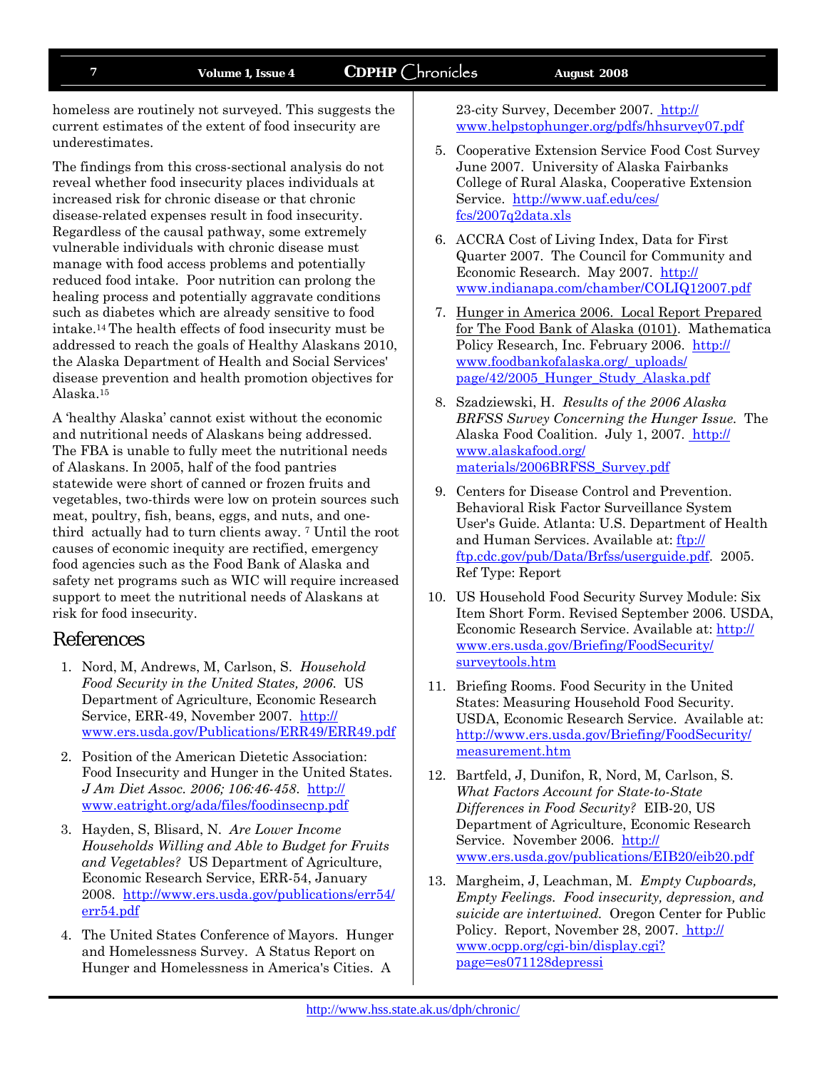homeless are routinely not surveyed. This suggests the current estimates of the extent of food insecurity are underestimates.

The findings from this cross-sectional analysis do not reveal whether food insecurity places individuals at increased risk for chronic disease or that chronic disease-related expenses result in food insecurity. Regardless of the causal pathway, some extremely vulnerable individuals with chronic disease must manage with food access problems and potentially reduced food intake. Poor nutrition can prolong the healing process and potentially aggravate conditions such as diabetes which are already sensitive to food intake.[14] The health effects of food insecurity must be addressed to reach the goals of Healthy Alaskans 2010, the Alaska Department of Health and Social Services' disease prevention and health promotion objectives for Alaska.[15]

A 'healthy Alaska' cannot exist without the economic and nutritional needs of Alaskans being addressed. The FBA is unable to fully meet the nutritional needs of Alaskans. In 2005, half of the food pantries statewide were short of canned or frozen fruits and vegetables, two-thirds were low on protein sources such meat, poultry, fish, beans, eggs, and nuts, and one-third actually had to turn clients away. [7] Until the root causes of economic inequity are rectified, emergency food agencies such as the Food Bank of Alaska and safety net programs such as WIC will require increased support to meet the nutritional needs of Alaskans at risk for food insecurity.

## References

1. Nord, M, Andrews, M, Carlson, S. *Household Food Security in the United States, 2006.* US Department of Agriculture, Economic Research Service, ERR-49, November 2007. http://www.ers.usda.gov/Publications/ERR49/ERR49.pdf
2. Position of the American Dietetic Association: Food Insecurity and Hunger in the United States. *J Am Diet Assoc. 2006; 106:46-458.* http://www.eatright.org/ada/files/foodinsecnp.pdf
3. Hayden, S, Blisard, N. *Are Lower Income Households Willing and Able to Budget for Fruits and Vegetables?* US Department of Agriculture, Economic Research Service, ERR-54, January 2008. http://www.ers.usda.gov/publications/err54/err54.pdf
4. The United States Conference of Mayors. Hunger and Homelessness Survey. A Status Report on Hunger and Homelessness in America's Cities. A 23-city Survey, December 2007. http://www.helpstophunger.org/pdfs/hhsurvey07.pdf
5. Cooperative Extension Service Food Cost Survey June 2007. University of Alaska Fairbanks College of Rural Alaska, Cooperative Extension Service. http://www.uaf.edu/ces/fcs/2007q2data.xls
6. ACCRA Cost of Living Index, Data for First Quarter 2007. The Council for Community and Economic Research. May 2007. http://www.indianapa.com/chamber/COLIQ12007.pdf
7. Hunger in America 2006. Local Report Prepared for The Food Bank of Alaska (0101). Mathematica Policy Research, Inc. February 2006. http://www.foodbankofalaska.org/_uploads/page/42/2005_Hunger_Study_Alaska.pdf
8. Szadziewski, H. *Results of the 2006 Alaska BRFSS Survey Concerning the Hunger Issue.* The Alaska Food Coalition. July 1, 2007. http://www.alaskafood.org/materials/2006BRFSS_Survey.pdf
9. Centers for Disease Control and Prevention. Behavioral Risk Factor Surveillance System User's Guide. Atlanta: U.S. Department of Health and Human Services. Available at: ftp://ftp.cdc.gov/pub/Data/Brfss/userguide.pdf. 2005. Ref Type: Report
10. US Household Food Security Survey Module: Six Item Short Form. Revised September 2006. USDA, Economic Research Service. Available at: http://www.ers.usda.gov/Briefing/FoodSecurity/surveytools.htm
11. Briefing Rooms. Food Security in the United States: Measuring Household Food Security. USDA, Economic Research Service. Available at: http://www.ers.usda.gov/Briefing/FoodSecurity/measurement.htm
12. Bartfeld, J, Dunifon, R, Nord, M, Carlson, S. *What Factors Account for State-to-State Differences in Food Security?* EIB-20, US Department of Agriculture, Economic Research Service. November 2006. http://www.ers.usda.gov/publications/EIB20/eib20.pdf
13. Margheim, J, Leachman, M. *Empty Cupboards, Empty Feelings. Food insecurity, depression, and suicide are intertwined.* Oregon Center for Public Policy. Report, November 28, 2007. http://www.ocpp.org/cgi-bin/display.cgi?page=es071128depressi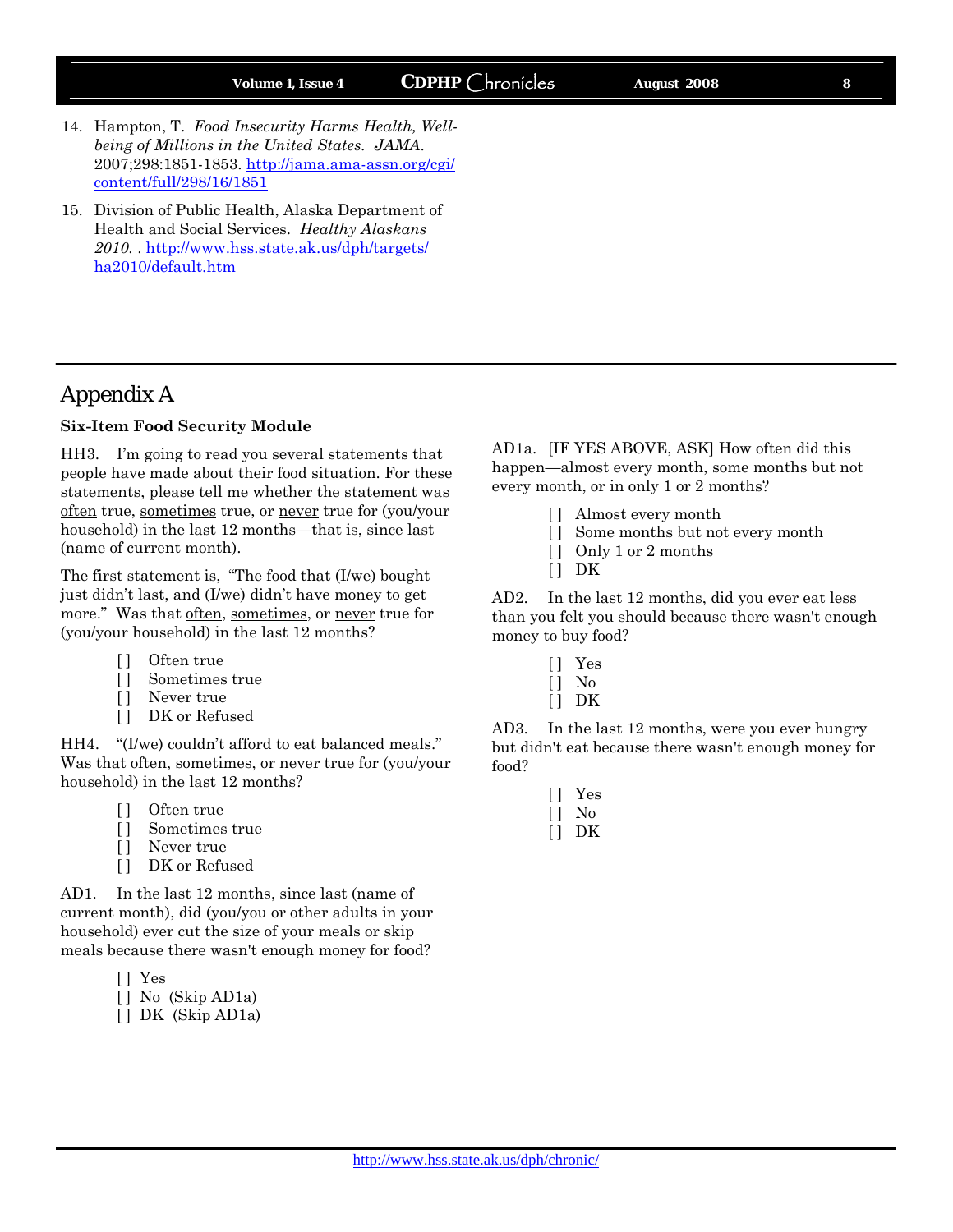14. Hampton, T. *Food Insecurity Harms Health, Well-being of Millions in the United States. JAMA*. 2007;298:1851-1853. http://jama.ama-assn.org/cgi/content/full/298/16/1851

15. Division of Public Health, Alaska Department of Health and Social Services. *Healthy Alaskans 2010.* . http://www.hss.state.ak.us/dph/targets/ha2010/default.htm

# Appendix A

**Six-Item Food Security Module**

HH3. I'm going to read you several statements that people have made about their food situation. For these statements, please tell me whether the statement was often true, sometimes true, or never true for (you/your household) in the last 12 months—that is, since last (name of current month).

The first statement is, "The food that (I/we) bought just didn't last, and (I/we) didn't have money to get more." Was that often, sometimes, or never true for (you/your household) in the last 12 months?

- [ ] Often true
- [ ] Sometimes true
- [ ] Never true
- [ ] DK or Refused

HH4. "(I/we) couldn't afford to eat balanced meals." Was that often, sometimes, or never true for (you/your household) in the last 12 months?

- [ ] Often true
- [ ] Sometimes true
- [ ] Never true
- [ ] DK or Refused

AD1. In the last 12 months, since last (name of current month), did (you/you or other adults in your household) ever cut the size of your meals or skip meals because there wasn't enough money for food?

- [ ] Yes
- [ ] No (Skip AD1a)
- [ ] DK (Skip AD1a)

AD1a. [IF YES ABOVE, ASK] How often did this happen—almost every month, some months but not every month, or in only 1 or 2 months?

- [ ] Almost every month
- [ ] Some months but not every month
- [ ] Only 1 or 2 months
- [ ] DK

AD2. In the last 12 months, did you ever eat less than you felt you should because there wasn't enough money to buy food?

- [ ] Yes
- [ ] No
- [ ] DK

AD3. In the last 12 months, were you ever hungry but didn't eat because there wasn't enough money for food?

- [ ] Yes
- [ ] No
- [ ] DK